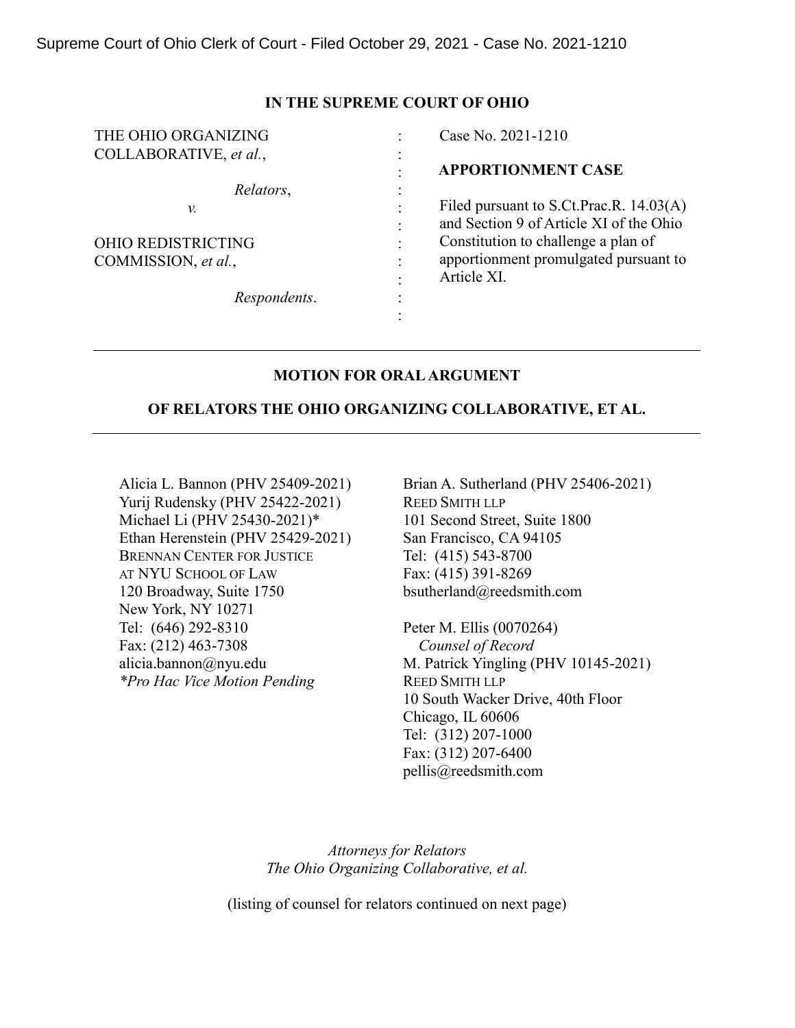Supreme Court of Ohio Clerk of Court - Filed October 29, 2021 - Case No. 2021-1210

**IN THE SUPREME COURT OF OHIO**

THE OHIO ORGANIZING COLLABORATIVE, *et al.*,

*Relators*,

*v.*

OHIO REDISTRICTING COMMISSION, *et al.*,

*Respondents*.

Case No. 2021-1210

**APPORTIONMENT CASE**

Filed pursuant to S.Ct.Prac.R. 14.03(A) and Section 9 of Article XI of the Ohio Constitution to challenge a plan of apportionment promulgated pursuant to Article XI.

---

**MOTION FOR ORAL ARGUMENT**

**OF RELATORS THE OHIO ORGANIZING COLLABORATIVE, ET AL.**

---

Alicia L. Bannon (PHV 25409-2021)
Yurij Rudensky (PHV 25422-2021)
Michael Li (PHV 25430-2021)*
Ethan Herenstein (PHV 25429-2021)
BRENNAN CENTER FOR JUSTICE AT NYU SCHOOL OF LAW
120 Broadway, Suite 1750
New York, NY 10271
Tel: (646) 292-8310
Fax: (212) 463-7308
alicia.bannon@nyu.edu
*\*Pro Hac Vice Motion Pending*

Brian A. Sutherland (PHV 25406-2021)
REED SMITH LLP
101 Second Street, Suite 1800
San Francisco, CA 94105
Tel: (415) 543-8700
Fax: (415) 391-8269
bsutherland@reedsmith.com

Peter M. Ellis (0070264)
*Counsel of Record*
M. Patrick Yingling (PHV 10145-2021)
REED SMITH LLP
10 South Wacker Drive, 40th Floor
Chicago, IL 60606
Tel: (312) 207-1000
Fax: (312) 207-6400
pellis@reedsmith.com

*Attorneys for Relators*
*The Ohio Organizing Collaborative, et al.*

(listing of counsel for relators continued on next page)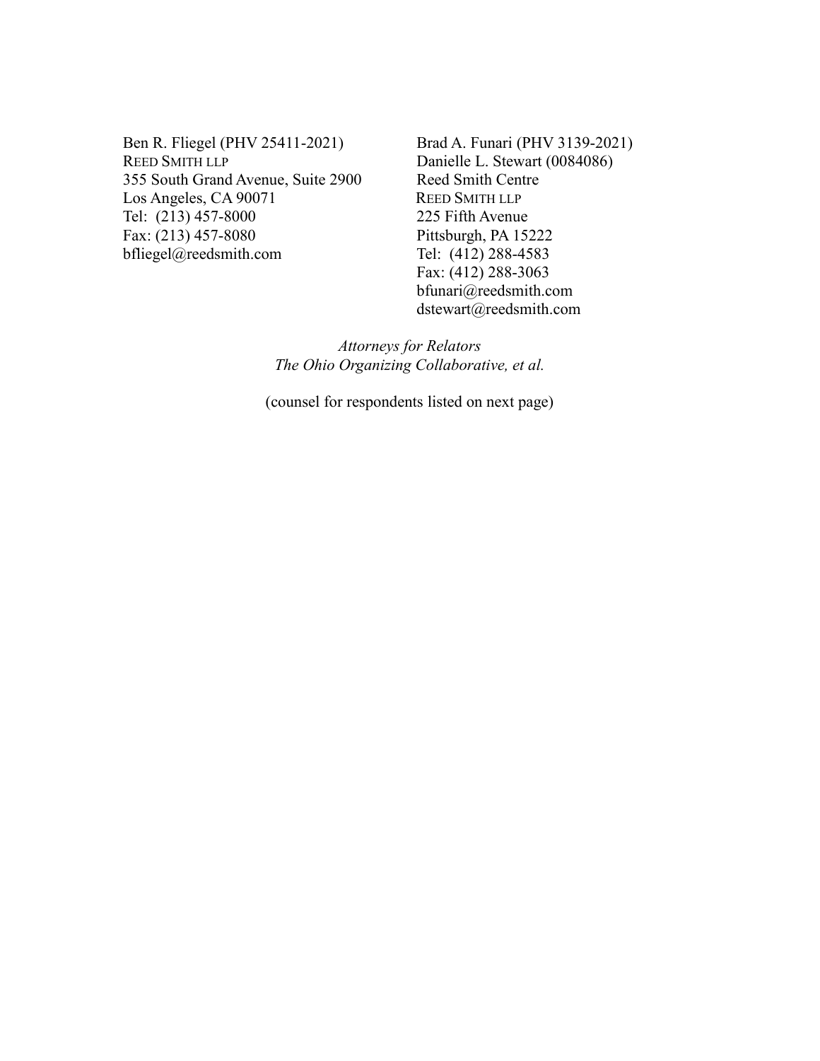Ben R. Fliegel (PHV 25411-2021)
REED SMITH LLP
355 South Grand Avenue, Suite 2900
Los Angeles, CA 90071
Tel: (213) 457-8000
Fax: (213) 457-8080
bfliegel@reedsmith.com

Brad A. Funari (PHV 3139-2021)
Danielle L. Stewart (0084086)
Reed Smith Centre
REED SMITH LLP
225 Fifth Avenue
Pittsburgh, PA 15222
Tel: (412) 288-4583
Fax: (412) 288-3063
bfunari@reedsmith.com
dstewart@reedsmith.com

*Attorneys for Relators*
*The Ohio Organizing Collaborative, et al.*

(counsel for respondents listed on next page)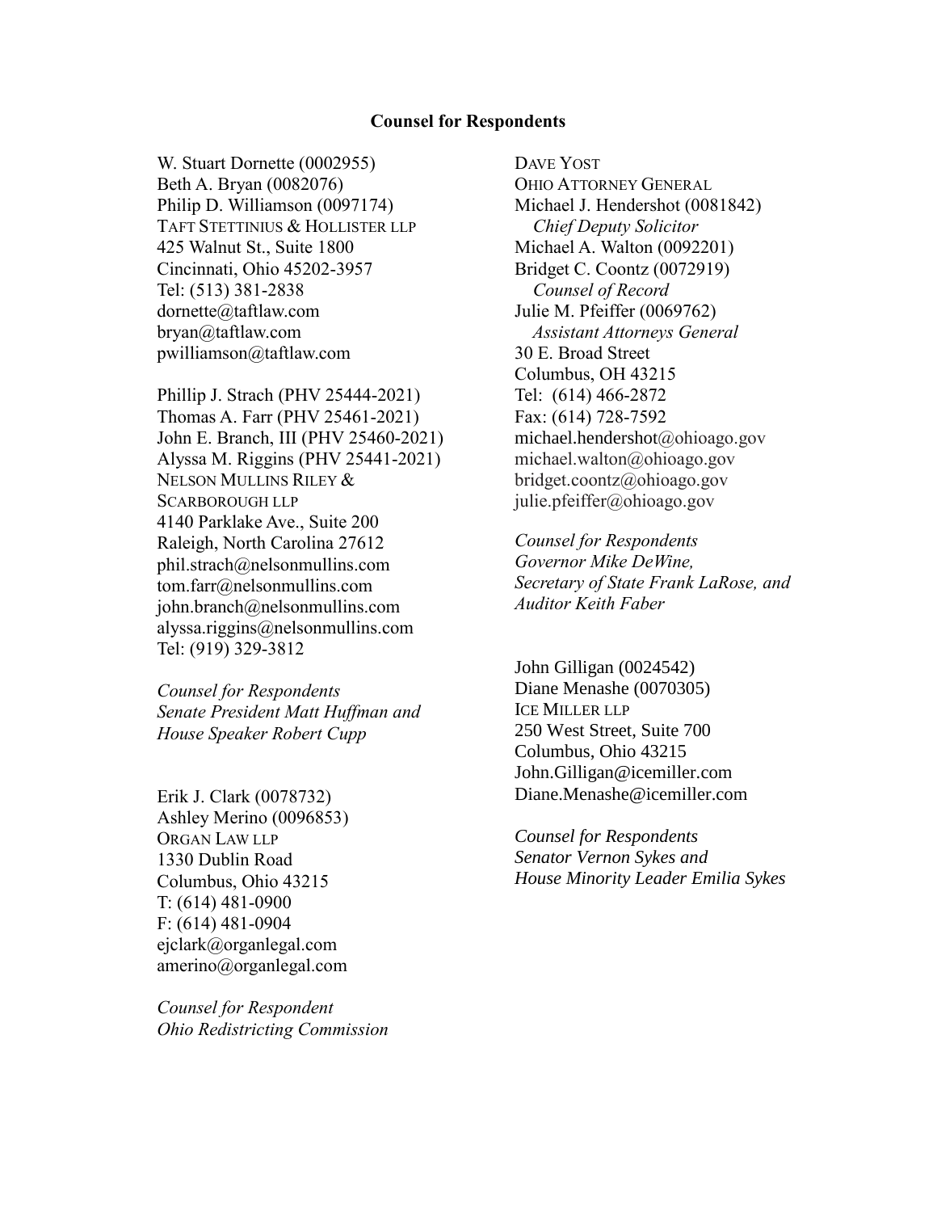**Counsel for Respondents**

W. Stuart Dornette (0002955)
Beth A. Bryan (0082076)
Philip D. Williamson (0097174)
TAFT STETTINIUS & HOLLISTER LLP
425 Walnut St., Suite 1800
Cincinnati, Ohio 45202-3957
Tel: (513) 381-2838
dornette@taftlaw.com
bryan@taftlaw.com
pwilliamson@taftlaw.com

Phillip J. Strach (PHV 25444-2021)
Thomas A. Farr (PHV 25461-2021)
John E. Branch, III (PHV 25460-2021)
Alyssa M. Riggins (PHV 25441-2021)
NELSON MULLINS RILEY & SCARBOROUGH LLP
4140 Parklake Ave., Suite 200
Raleigh, North Carolina 27612
phil.strach@nelsonmullins.com
tom.farr@nelsonmullins.com
john.branch@nelsonmullins.com
alyssa.riggins@nelsonmullins.com
Tel: (919) 329-3812

*Counsel for Respondents*
*Senate President Matt Huffman and*
*House Speaker Robert Cupp*

Erik J. Clark (0078732)
Ashley Merino (0096853)
ORGAN LAW LLP
1330 Dublin Road
Columbus, Ohio 43215
T: (614) 481-0900
F: (614) 481-0904
ejclark@organlegal.com
amerino@organlegal.com

*Counsel for Respondent*
*Ohio Redistricting Commission*

DAVE YOST
OHIO ATTORNEY GENERAL
Michael J. Hendershot (0081842)
*Chief Deputy Solicitor*
Michael A. Walton (0092201)
Bridget C. Coontz (0072919)
*Counsel of Record*
Julie M. Pfeiffer (0069762)
*Assistant Attorneys General*
30 E. Broad Street
Columbus, OH 43215
Tel: (614) 466-2872
Fax: (614) 728-7592
michael.hendershot@ohioago.gov
michael.walton@ohioago.gov
bridget.coontz@ohioago.gov
julie.pfeiffer@ohioago.gov

*Counsel for Respondents*
*Governor Mike DeWine,*
*Secretary of State Frank LaRose, and*
*Auditor Keith Faber*

John Gilligan (0024542)
Diane Menashe (0070305)
ICE MILLER LLP
250 West Street, Suite 700
Columbus, Ohio 43215
John.Gilligan@icemiller.com
Diane.Menashe@icemiller.com

*Counsel for Respondents*
*Senator Vernon Sykes and*
*House Minority Leader Emilia Sykes*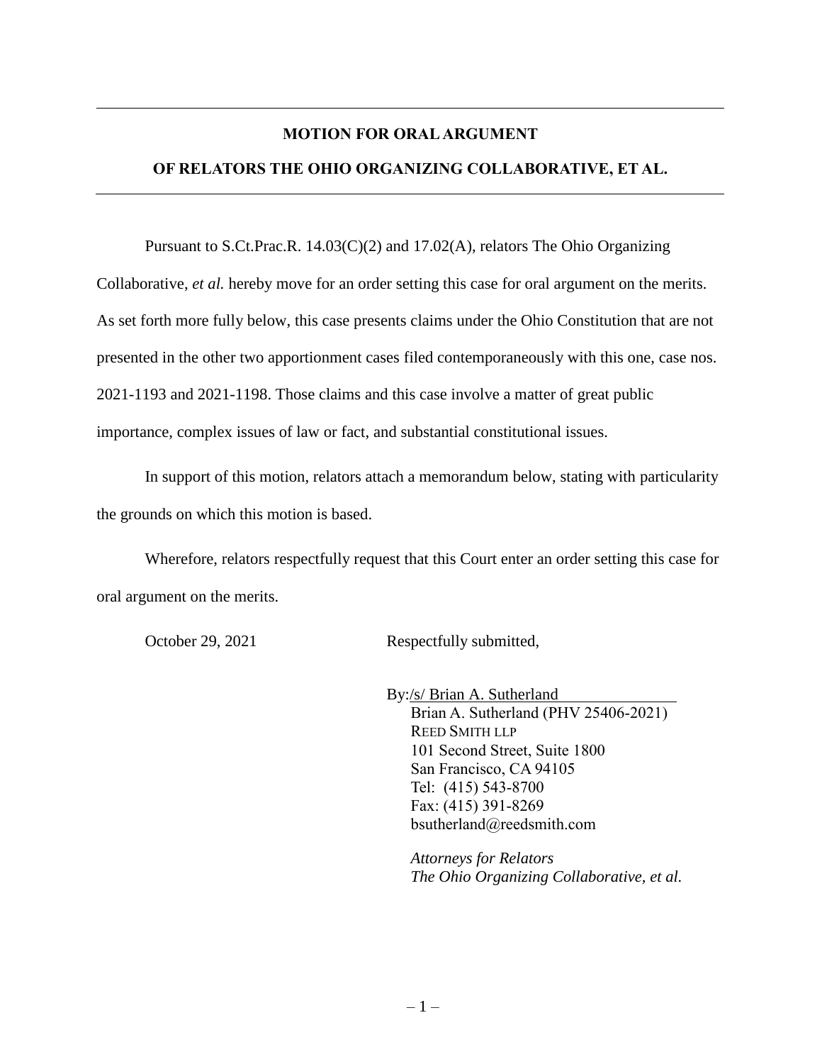## MOTION FOR ORAL ARGUMENT

## OF RELATORS THE OHIO ORGANIZING COLLABORATIVE, ET AL.

Pursuant to S.Ct.Prac.R. 14.03(C)(2) and 17.02(A), relators The Ohio Organizing Collaborative, *et al.* hereby move for an order setting this case for oral argument on the merits. As set forth more fully below, this case presents claims under the Ohio Constitution that are not presented in the other two apportionment cases filed contemporaneously with this one, case nos. 2021-1193 and 2021-1198. Those claims and this case involve a matter of great public importance, complex issues of law or fact, and substantial constitutional issues.

In support of this motion, relators attach a memorandum below, stating with particularity the grounds on which this motion is based.

Wherefore, relators respectfully request that this Court enter an order setting this case for oral argument on the merits.

October 29, 2021

Respectfully submitted,

By:/s/ Brian A. Sutherland
Brian A. Sutherland (PHV 25406-2021)
REED SMITH LLP
101 Second Street, Suite 1800
San Francisco, CA 94105
Tel: (415) 543-8700
Fax: (415) 391-8269
bsutherland@reedsmith.com

*Attorneys for Relators*
*The Ohio Organizing Collaborative, et al.*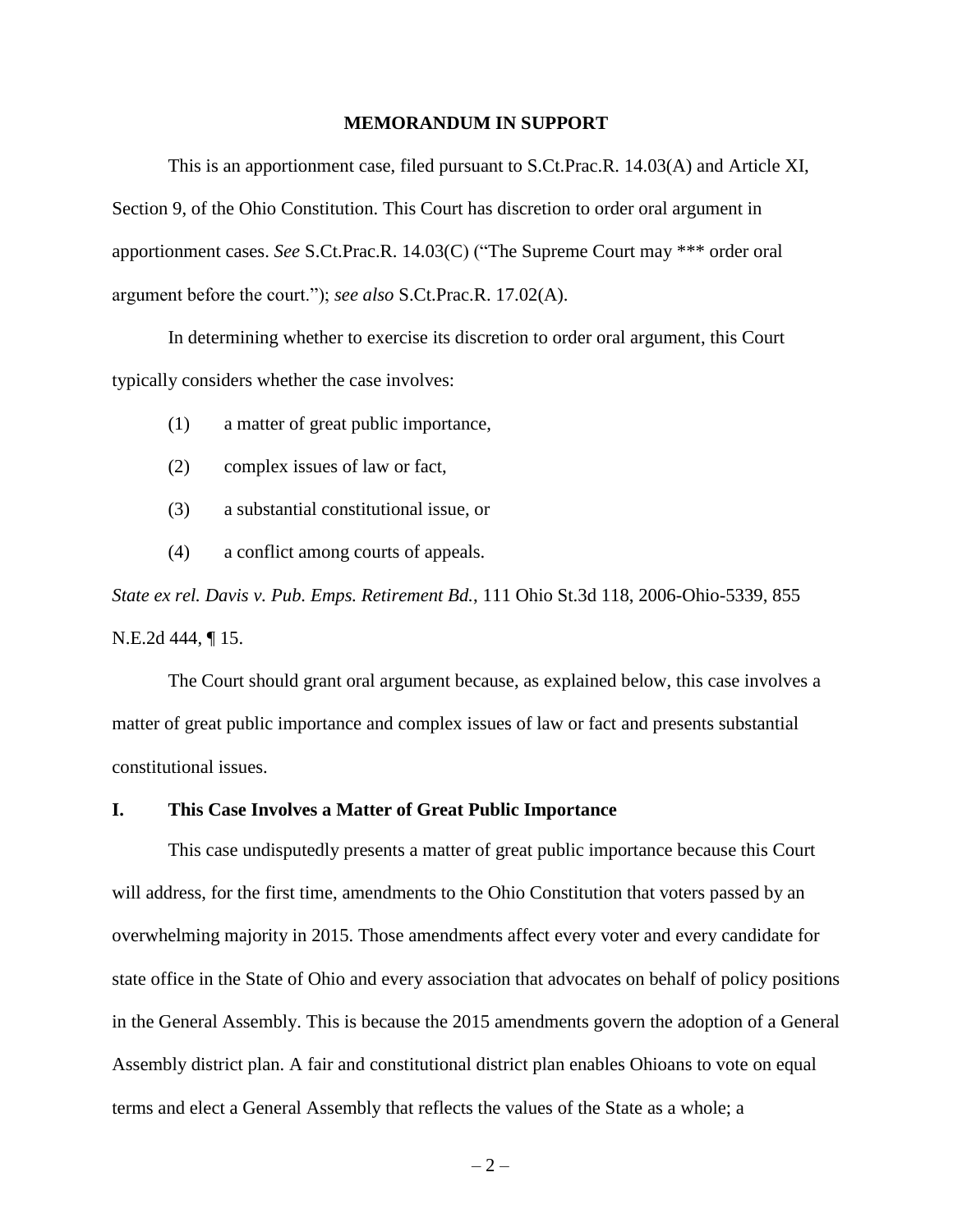**MEMORANDUM IN SUPPORT**

This is an apportionment case, filed pursuant to S.Ct.Prac.R. 14.03(A) and Article XI, Section 9, of the Ohio Constitution. This Court has discretion to order oral argument in apportionment cases. *See* S.Ct.Prac.R. 14.03(C) ("The Supreme Court may *** order oral argument before the court."); *see also* S.Ct.Prac.R. 17.02(A).

In determining whether to exercise its discretion to order oral argument, this Court typically considers whether the case involves:

(1) a matter of great public importance,

(2) complex issues of law or fact,

(3) a substantial constitutional issue, or

(4) a conflict among courts of appeals.

*State ex rel. Davis v. Pub. Emps. Retirement Bd.*, 111 Ohio St.3d 118, 2006-Ohio-5339, 855 N.E.2d 444, ¶ 15.

The Court should grant oral argument because, as explained below, this case involves a matter of great public importance and complex issues of law or fact and presents substantial constitutional issues.

## I. This Case Involves a Matter of Great Public Importance

This case undisputedly presents a matter of great public importance because this Court will address, for the first time, amendments to the Ohio Constitution that voters passed by an overwhelming majority in 2015. Those amendments affect every voter and every candidate for state office in the State of Ohio and every association that advocates on behalf of policy positions in the General Assembly. This is because the 2015 amendments govern the adoption of a General Assembly district plan. A fair and constitutional district plan enables Ohioans to vote on equal terms and elect a General Assembly that reflects the values of the State as a whole; a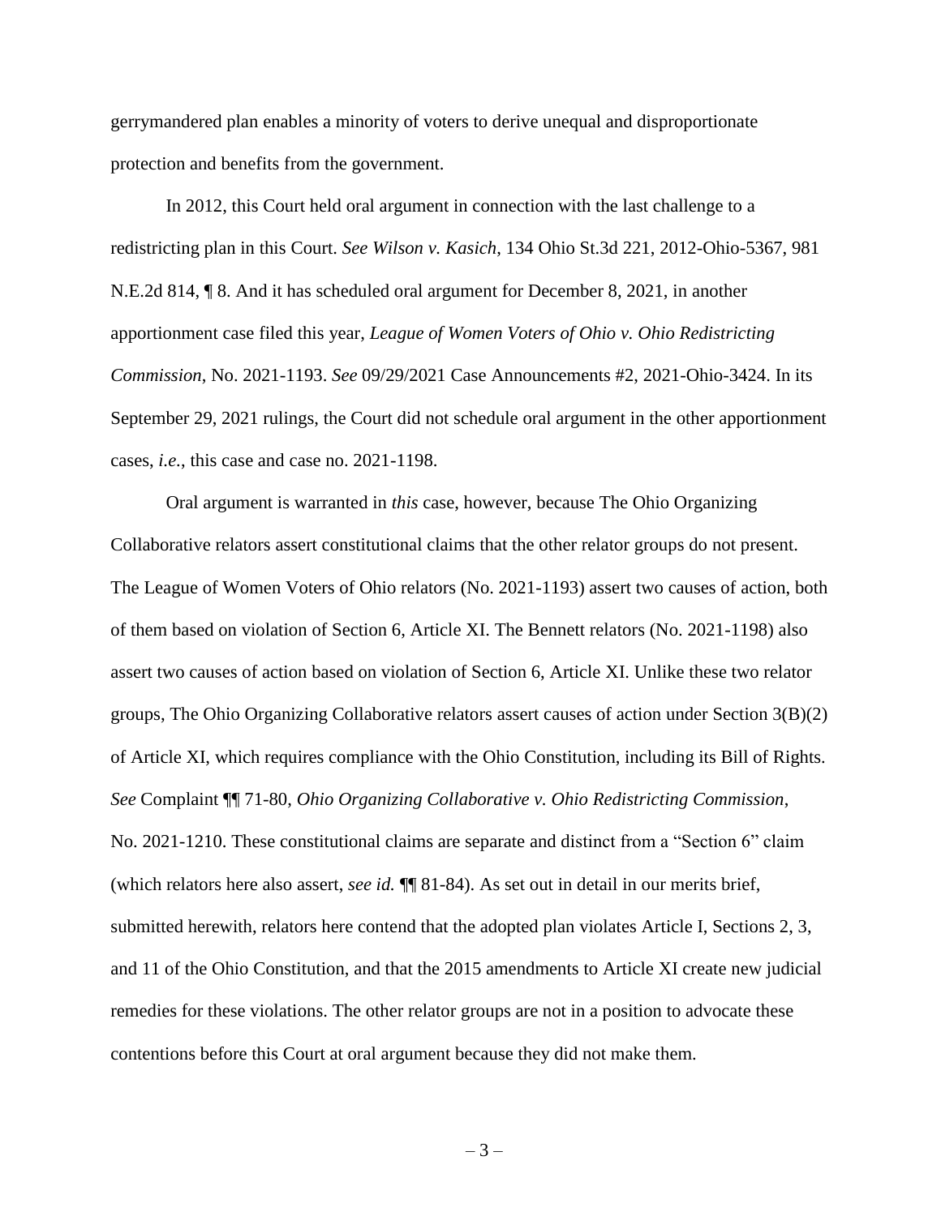gerrymandered plan enables a minority of voters to derive unequal and disproportionate protection and benefits from the government.

In 2012, this Court held oral argument in connection with the last challenge to a redistricting plan in this Court. *See Wilson v. Kasich*, 134 Ohio St.3d 221, 2012-Ohio-5367, 981 N.E.2d 814, ¶ 8. And it has scheduled oral argument for December 8, 2021, in another apportionment case filed this year, *League of Women Voters of Ohio v. Ohio Redistricting Commission*, No. 2021-1193. *See* 09/29/2021 Case Announcements #2, 2021-Ohio-3424. In its September 29, 2021 rulings, the Court did not schedule oral argument in the other apportionment cases, *i.e.*, this case and case no. 2021-1198.

Oral argument is warranted in *this* case, however, because The Ohio Organizing Collaborative relators assert constitutional claims that the other relator groups do not present. The League of Women Voters of Ohio relators (No. 2021-1193) assert two causes of action, both of them based on violation of Section 6, Article XI. The Bennett relators (No. 2021-1198) also assert two causes of action based on violation of Section 6, Article XI. Unlike these two relator groups, The Ohio Organizing Collaborative relators assert causes of action under Section 3(B)(2) of Article XI, which requires compliance with the Ohio Constitution, including its Bill of Rights. *See* Complaint ¶¶ 71-80, *Ohio Organizing Collaborative v. Ohio Redistricting Commission*, No. 2021-1210. These constitutional claims are separate and distinct from a "Section 6" claim (which relators here also assert, *see id.* ¶¶ 81-84). As set out in detail in our merits brief, submitted herewith, relators here contend that the adopted plan violates Article I, Sections 2, 3, and 11 of the Ohio Constitution, and that the 2015 amendments to Article XI create new judicial remedies for these violations. The other relator groups are not in a position to advocate these contentions before this Court at oral argument because they did not make them.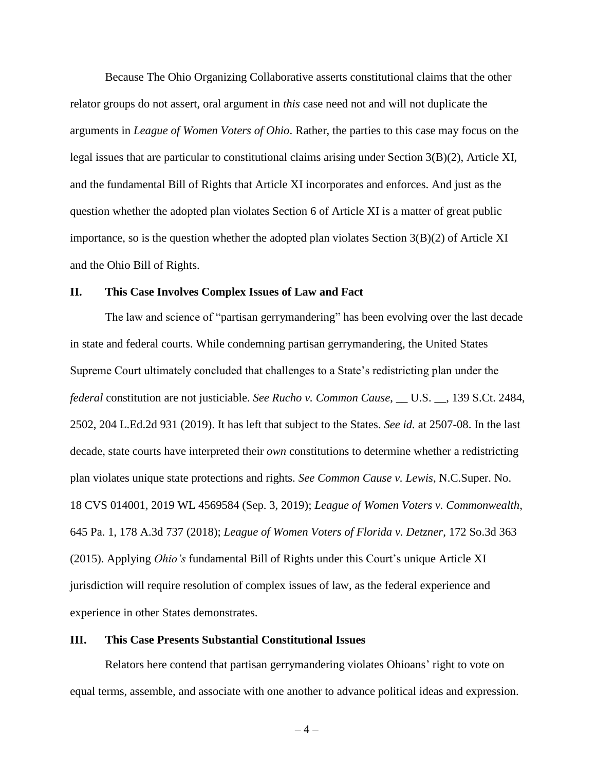Because The Ohio Organizing Collaborative asserts constitutional claims that the other relator groups do not assert, oral argument in *this* case need not and will not duplicate the arguments in *League of Women Voters of Ohio*. Rather, the parties to this case may focus on the legal issues that are particular to constitutional claims arising under Section 3(B)(2), Article XI, and the fundamental Bill of Rights that Article XI incorporates and enforces. And just as the question whether the adopted plan violates Section 6 of Article XI is a matter of great public importance, so is the question whether the adopted plan violates Section 3(B)(2) of Article XI and the Ohio Bill of Rights.

## II. This Case Involves Complex Issues of Law and Fact

The law and science of "partisan gerrymandering" has been evolving over the last decade in state and federal courts. While condemning partisan gerrymandering, the United States Supreme Court ultimately concluded that challenges to a State's redistricting plan under the *federal* constitution are not justiciable. *See Rucho v. Common Cause*, __ U.S. __, 139 S.Ct. 2484, 2502, 204 L.Ed.2d 931 (2019). It has left that subject to the States. *See id.* at 2507-08. In the last decade, state courts have interpreted their *own* constitutions to determine whether a redistricting plan violates unique state protections and rights. *See Common Cause v. Lewis*, N.C.Super. No. 18 CVS 014001, 2019 WL 4569584 (Sep. 3, 2019); *League of Women Voters v. Commonwealth*, 645 Pa. 1, 178 A.3d 737 (2018); *League of Women Voters of Florida v. Detzner*, 172 So.3d 363 (2015). Applying *Ohio's* fundamental Bill of Rights under this Court's unique Article XI jurisdiction will require resolution of complex issues of law, as the federal experience and experience in other States demonstrates.

## III. This Case Presents Substantial Constitutional Issues

Relators here contend that partisan gerrymandering violates Ohioans' right to vote on equal terms, assemble, and associate with one another to advance political ideas and expression.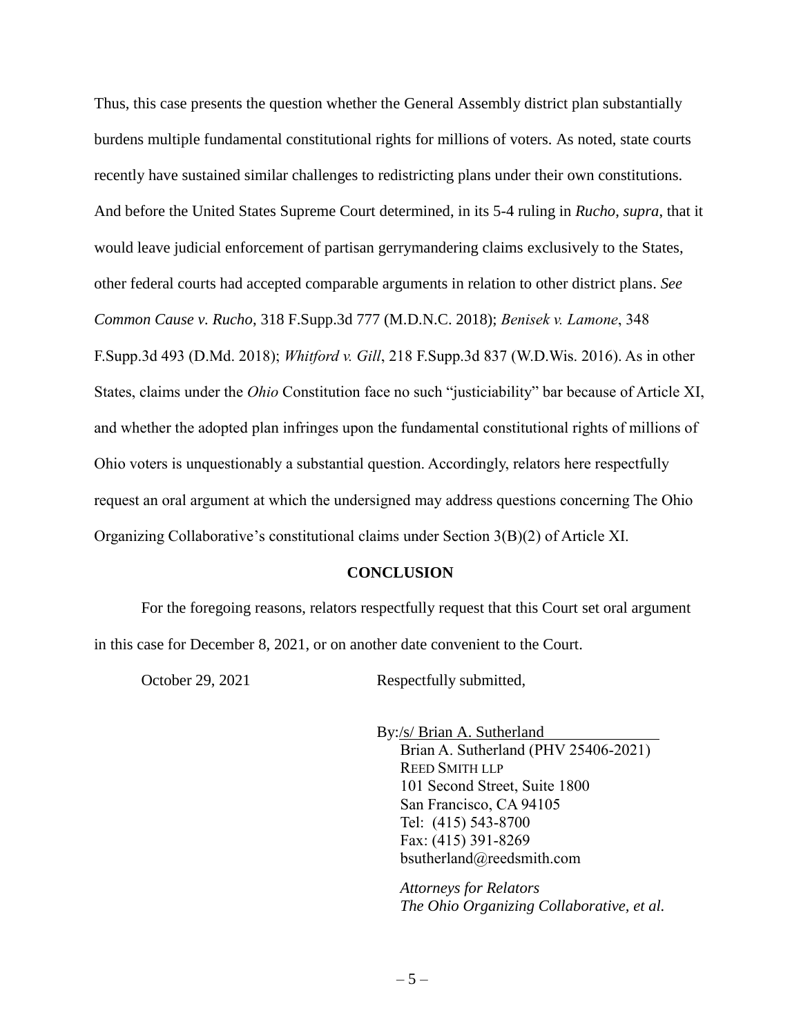Thus, this case presents the question whether the General Assembly district plan substantially burdens multiple fundamental constitutional rights for millions of voters. As noted, state courts recently have sustained similar challenges to redistricting plans under their own constitutions. And before the United States Supreme Court determined, in its 5-4 ruling in *Rucho, supra*, that it would leave judicial enforcement of partisan gerrymandering claims exclusively to the States, other federal courts had accepted comparable arguments in relation to other district plans. *See Common Cause v. Rucho*, 318 F.Supp.3d 777 (M.D.N.C. 2018); *Benisek v. Lamone*, 348 F.Supp.3d 493 (D.Md. 2018); *Whitford v. Gill*, 218 F.Supp.3d 837 (W.D.Wis. 2016). As in other States, claims under the *Ohio* Constitution face no such "justiciability" bar because of Article XI, and whether the adopted plan infringes upon the fundamental constitutional rights of millions of Ohio voters is unquestionably a substantial question. Accordingly, relators here respectfully request an oral argument at which the undersigned may address questions concerning The Ohio Organizing Collaborative's constitutional claims under Section 3(B)(2) of Article XI.

## CONCLUSION

For the foregoing reasons, relators respectfully request that this Court set oral argument in this case for December 8, 2021, or on another date convenient to the Court.

October 29, 2021

Respectfully submitted,

By: /s/ Brian A. Sutherland
Brian A. Sutherland (PHV 25406-2021)
REED SMITH LLP
101 Second Street, Suite 1800
San Francisco, CA 94105
Tel: (415) 543-8700
Fax: (415) 391-8269
bsutherland@reedsmith.com

*Attorneys for Relators*
*The Ohio Organizing Collaborative, et al.*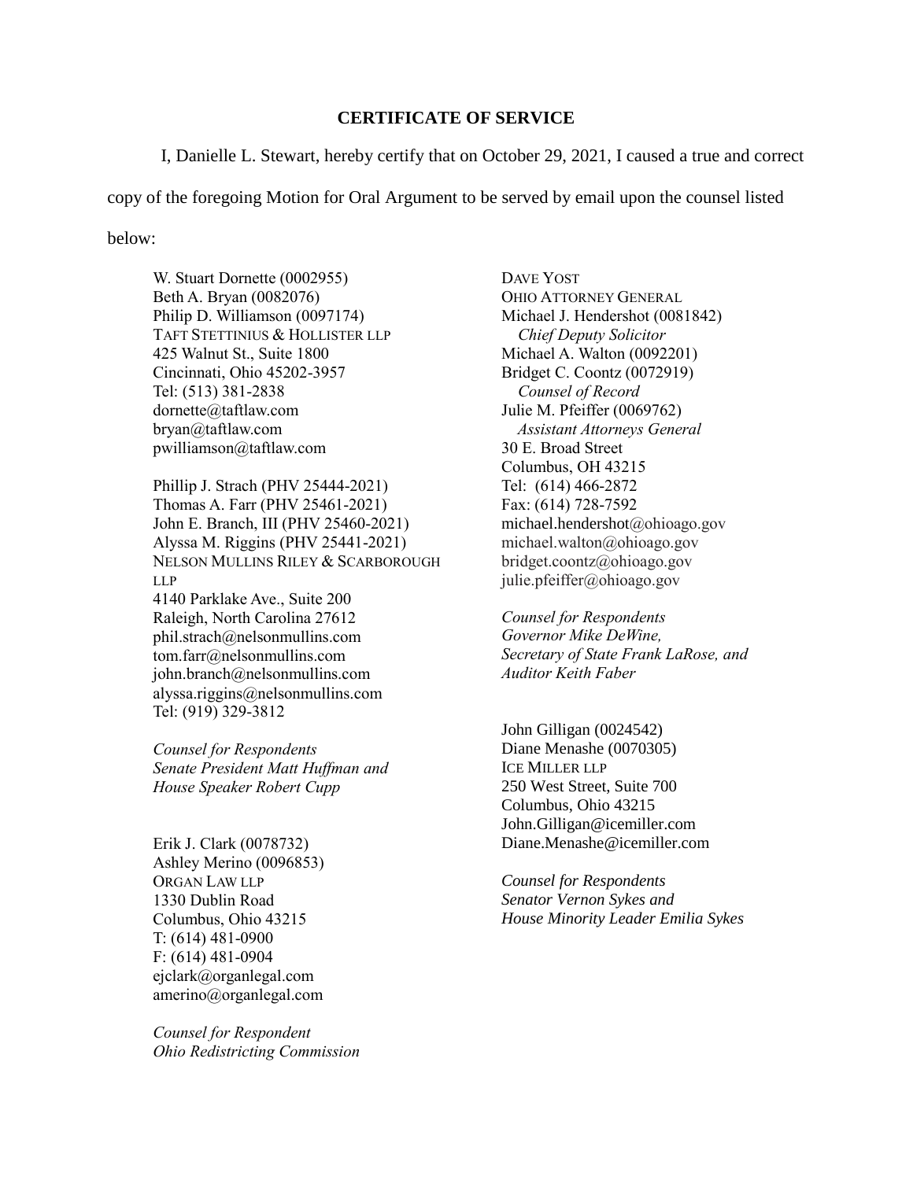**CERTIFICATE OF SERVICE**

I, Danielle L. Stewart, hereby certify that on October 29, 2021, I caused a true and correct copy of the foregoing Motion for Oral Argument to be served by email upon the counsel listed below:

W. Stuart Dornette (0002955)
Beth A. Bryan (0082076)
Philip D. Williamson (0097174)
TAFT STETTINIUS & HOLLISTER LLP
425 Walnut St., Suite 1800
Cincinnati, Ohio 45202-3957
Tel: (513) 381-2838
dornette@taftlaw.com
bryan@taftlaw.com
pwilliamson@taftlaw.com

Phillip J. Strach (PHV 25444-2021)
Thomas A. Farr (PHV 25461-2021)
John E. Branch, III (PHV 25460-2021)
Alyssa M. Riggins (PHV 25441-2021)
NELSON MULLINS RILEY & SCARBOROUGH LLP
4140 Parklake Ave., Suite 200
Raleigh, North Carolina 27612
phil.strach@nelsonmullins.com
tom.farr@nelsonmullins.com
john.branch@nelsonmullins.com
alyssa.riggins@nelsonmullins.com
Tel: (919) 329-3812

*Counsel for Respondents*
*Senate President Matt Huffman and*
*House Speaker Robert Cupp*

Erik J. Clark (0078732)
Ashley Merino (0096853)
ORGAN LAW LLP
1330 Dublin Road
Columbus, Ohio 43215
T: (614) 481-0900
F: (614) 481-0904
ejclark@organlegal.com
amerino@organlegal.com

*Counsel for Respondent*
*Ohio Redistricting Commission*

DAVE YOST
OHIO ATTORNEY GENERAL
Michael J. Hendershot (0081842)
*Chief Deputy Solicitor*
Michael A. Walton (0092201)
Bridget C. Coontz (0072919)
*Counsel of Record*
Julie M. Pfeiffer (0069762)
*Assistant Attorneys General*
30 E. Broad Street
Columbus, OH 43215
Tel: (614) 466-2872
Fax: (614) 728-7592
michael.hendershot@ohioago.gov
michael.walton@ohioago.gov
bridget.coontz@ohioago.gov
julie.pfeiffer@ohioago.gov

*Counsel for Respondents*
*Governor Mike DeWine,*
*Secretary of State Frank LaRose, and*
*Auditor Keith Faber*

John Gilligan (0024542)
Diane Menashe (0070305)
ICE MILLER LLP
250 West Street, Suite 700
Columbus, Ohio 43215
John.Gilligan@icemiller.com
Diane.Menashe@icemiller.com

*Counsel for Respondents*
*Senator Vernon Sykes and*
*House Minority Leader Emilia Sykes*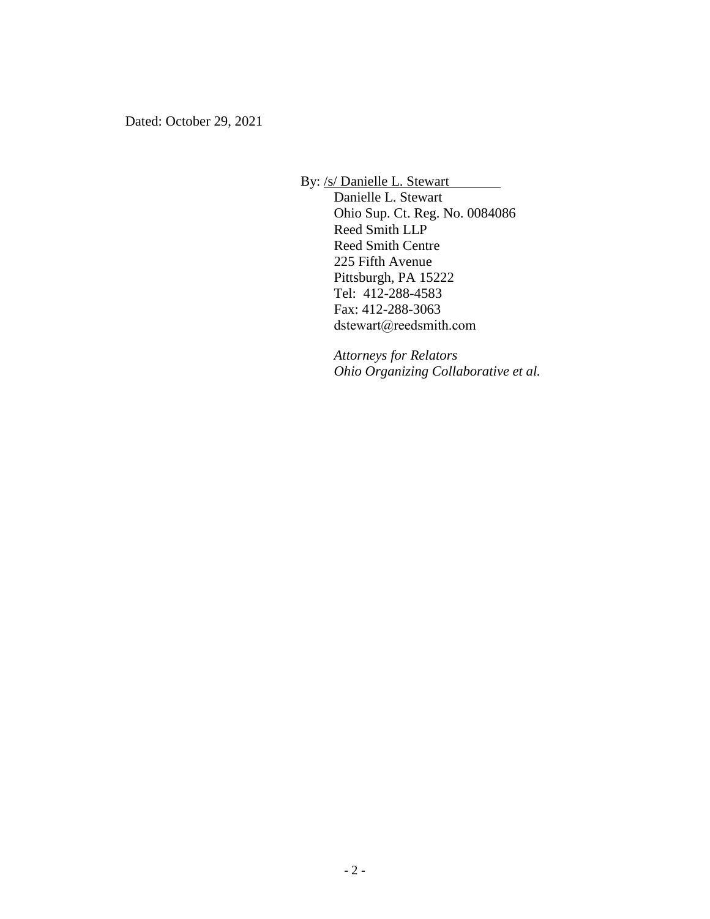Dated: October 29, 2021

By: /s/ Danielle L. Stewart
Danielle L. Stewart
Ohio Sup. Ct. Reg. No. 0084086
Reed Smith LLP
Reed Smith Centre
225 Fifth Avenue
Pittsburgh, PA 15222
Tel: 412-288-4583
Fax: 412-288-3063
dstewart@reedsmith.com

*Attorneys for Relators*
*Ohio Organizing Collaborative et al.*